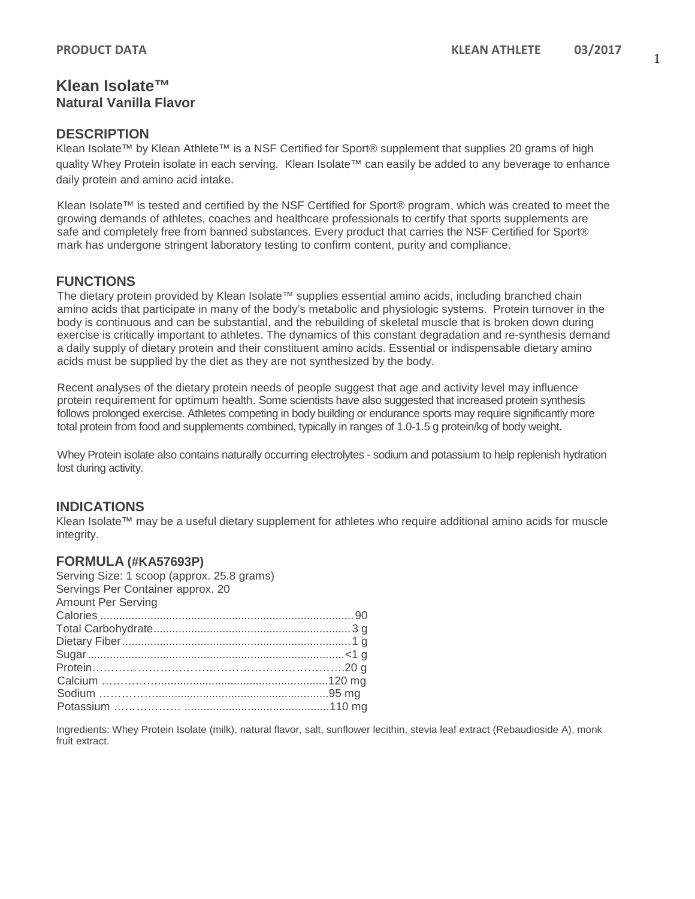# Klean Isolate™

## Natural Vanilla Flavor

## DESCRIPTION

Klean Isolate™ by Klean Athlete™ is a NSF Certified for Sport® supplement that supplies 20 grams of high quality Whey Protein isolate in each serving. Klean Isolate™ can easily be added to any beverage to enhance daily protein and amino acid intake.

Klean Isolate™ is tested and certified by the NSF Certified for Sport® program, which was created to meet the growing demands of athletes, coaches and healthcare professionals to certify that sports supplements are safe and completely free from banned substances. Every product that carries the NSF Certified for Sport® mark has undergone stringent laboratory testing to confirm content, purity and compliance.

## FUNCTIONS

The dietary protein provided by Klean Isolate™ supplies essential amino acids, including branched chain amino acids that participate in many of the body's metabolic and physiologic systems. Protein turnover in the body is continuous and can be substantial, and the rebuilding of skeletal muscle that is broken down during exercise is critically important to athletes. The dynamics of this constant degradation and re-synthesis demand a daily supply of dietary protein and their constituent amino acids. Essential or indispensable dietary amino acids must be supplied by the diet as they are not synthesized by the body.

Recent analyses of the dietary protein needs of people suggest that age and activity level may influence protein requirement for optimum health. Some scientists have also suggested that increased protein synthesis follows prolonged exercise. Athletes competing in body building or endurance sports may require significantly more total protein from food and supplements combined, typically in ranges of 1.0-1.5 g protein/kg of body weight.

Whey Protein isolate also contains naturally occurring electrolytes - sodium and potassium to help replenish hydration lost during activity.

## INDICATIONS

Klean Isolate™ may be a useful dietary supplement for athletes who require additional amino acids for muscle integrity.

## FORMULA (#KA57693P)

Serving Size: 1 scoop (approx. 25.8 grams)
Servings Per Container approx. 20
Amount Per Serving

| | |
|---|---|
| Calories | 90 |
| Total Carbohydrate | 3 g |
| Dietary Fiber | 1 g |
| Sugar | <1 g |
| Protein | 20 g |
| Calcium | 120 mg |
| Sodium | 95 mg |
| Potassium | 110 mg |

Ingredients: Whey Protein Isolate (milk), natural flavor, salt, sunflower lecithin, stevia leaf extract (Rebaudioside A), monk fruit extract.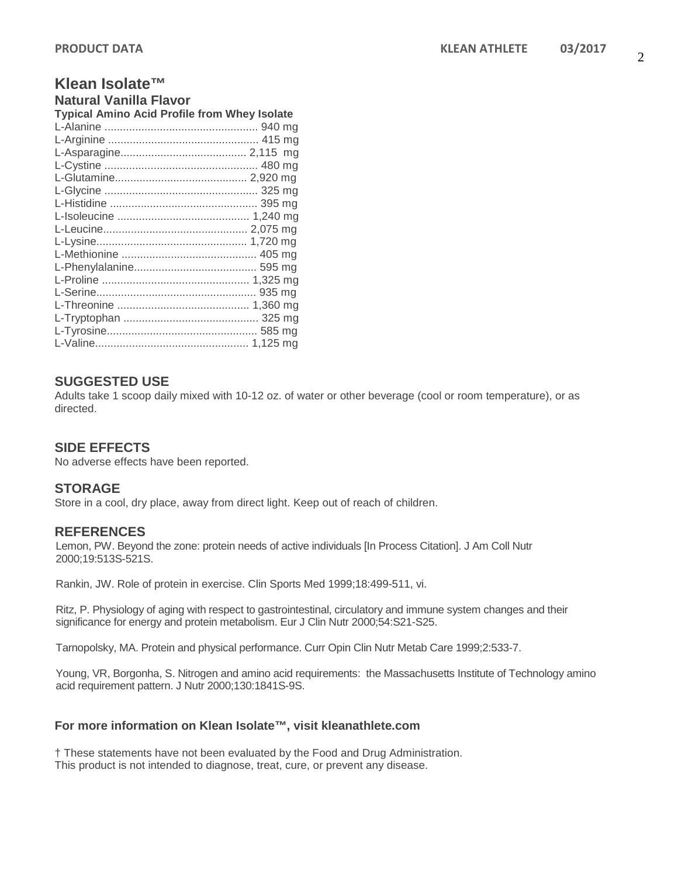# Klean Isolate™

## Natural Vanilla Flavor

### Typical Amino Acid Profile from Whey Isolate

| Amino Acid | Amount |
|---|---|
| L-Alanine | 940 mg |
| L-Arginine | 415 mg |
| L-Asparagine | 2,115 mg |
| L-Cystine | 480 mg |
| L-Glutamine | 2,920 mg |
| L-Glycine | 325 mg |
| L-Histidine | 395 mg |
| L-Isoleucine | 1,240 mg |
| L-Leucine | 2,075 mg |
| L-Lysine | 1,720 mg |
| L-Methionine | 405 mg |
| L-Phenylalanine | 595 mg |
| L-Proline | 1,325 mg |
| L-Serine | 935 mg |
| L-Threonine | 1,360 mg |
| L-Tryptophan | 325 mg |
| L-Tyrosine | 585 mg |
| L-Valine | 1,125 mg |

## SUGGESTED USE

Adults take 1 scoop daily mixed with 10-12 oz. of water or other beverage (cool or room temperature), or as directed.

## SIDE EFFECTS

No adverse effects have been reported.

## STORAGE

Store in a cool, dry place, away from direct light. Keep out of reach of children.

## REFERENCES

Lemon, PW. Beyond the zone: protein needs of active individuals [In Process Citation]. J Am Coll Nutr 2000;19:513S-521S.

Rankin, JW. Role of protein in exercise. Clin Sports Med 1999;18:499-511, vi.

Ritz, P. Physiology of aging with respect to gastrointestinal, circulatory and immune system changes and their significance for energy and protein metabolism. Eur J Clin Nutr 2000;54:S21-S25.

Tarnopolsky, MA. Protein and physical performance. Curr Opin Clin Nutr Metab Care 1999;2:533-7.

Young, VR, Borgonha, S. Nitrogen and amino acid requirements: the Massachusetts Institute of Technology amino acid requirement pattern. J Nutr 2000;130:1841S-9S.

**For more information on Klean Isolate™, visit kleanathlete.com**

† These statements have not been evaluated by the Food and Drug Administration.
This product is not intended to diagnose, treat, cure, or prevent any disease.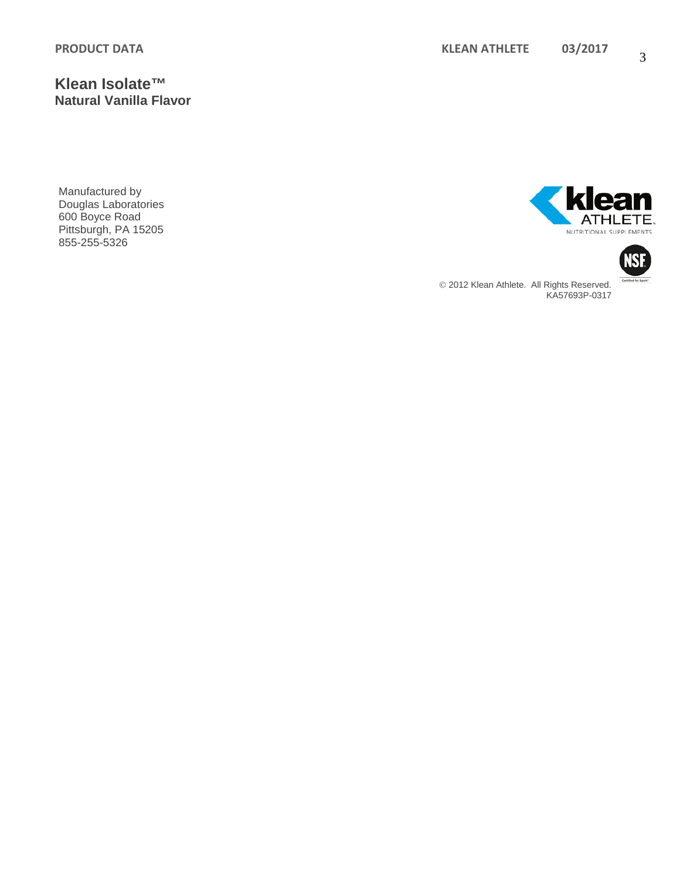# Klean Isolate™
## Natural Vanilla Flavor

Manufactured by
Douglas Laboratories
600 Boyce Road
Pittsburgh, PA 15205
855-255-5326

© 2012 Klean Athlete. All Rights Reserved.
KA57693P-0317